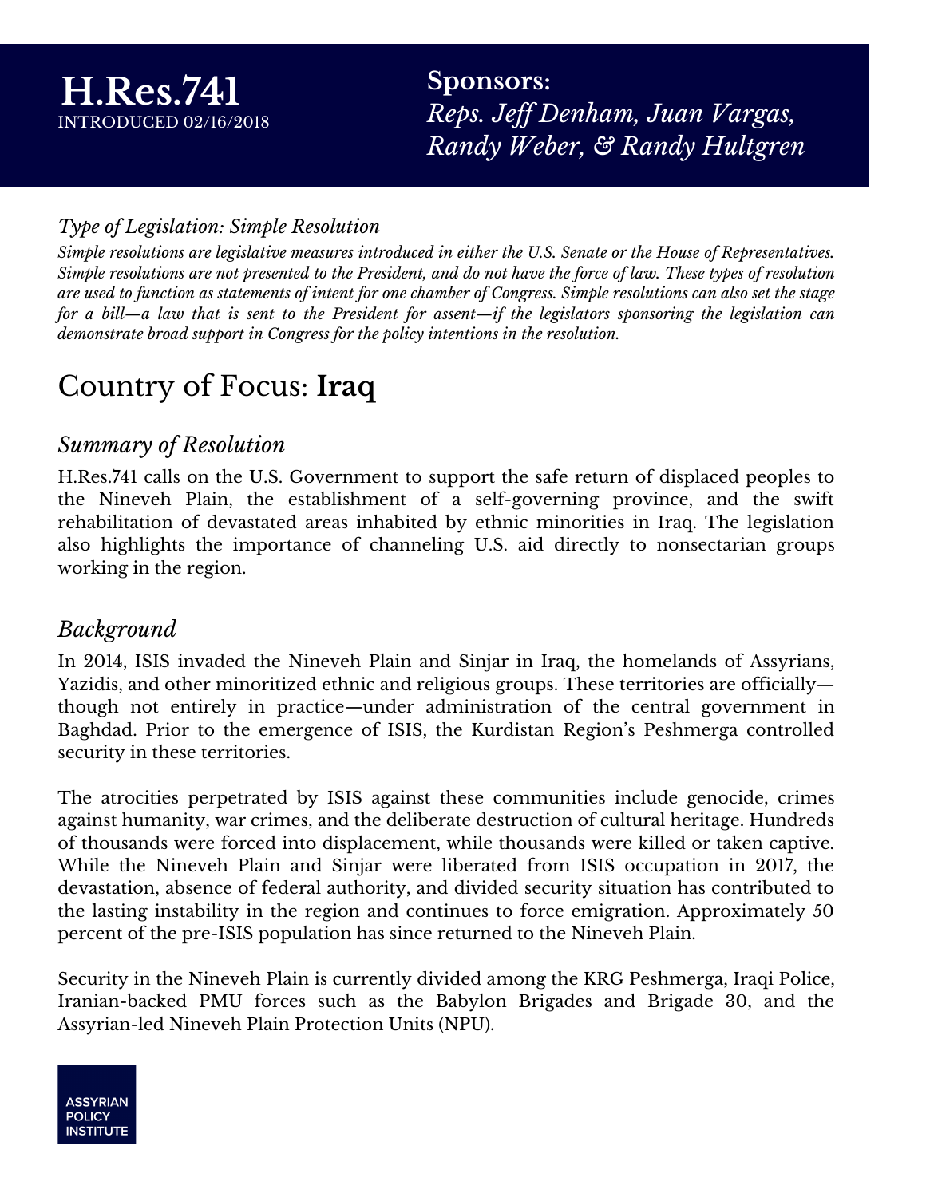# H.Res.741

INTRODUCED 02/16/2018

**Sponsors:**
*Reps. Jeff Denham, Juan Vargas, Randy Weber, & Randy Hultgren*

*Type of Legislation: Simple Resolution*

*Simple resolutions are legislative measures introduced in either the U.S. Senate or the House of Representatives. Simple resolutions are not presented to the President, and do not have the force of law. These types of resolution are used to function as statements of intent for one chamber of Congress. Simple resolutions can also set the stage for a bill—a law that is sent to the President for assent—if the legislators sponsoring the legislation can demonstrate broad support in Congress for the policy intentions in the resolution.*

## Country of Focus: **Iraq**

### *Summary of Resolution*

H.Res.741 calls on the U.S. Government to support the safe return of displaced peoples to the Nineveh Plain, the establishment of a self-governing province, and the swift rehabilitation of devastated areas inhabited by ethnic minorities in Iraq. The legislation also highlights the importance of channeling U.S. aid directly to nonsectarian groups working in the region.

### *Background*

In 2014, ISIS invaded the Nineveh Plain and Sinjar in Iraq, the homelands of Assyrians, Yazidis, and other minoritized ethnic and religious groups. These territories are officially—though not entirely in practice—under administration of the central government in Baghdad. Prior to the emergence of ISIS, the Kurdistan Region's Peshmerga controlled security in these territories.

The atrocities perpetrated by ISIS against these communities include genocide, crimes against humanity, war crimes, and the deliberate destruction of cultural heritage. Hundreds of thousands were forced into displacement, while thousands were killed or taken captive. While the Nineveh Plain and Sinjar were liberated from ISIS occupation in 2017, the devastation, absence of federal authority, and divided security situation has contributed to the lasting instability in the region and continues to force emigration. Approximately 50 percent of the pre-ISIS population has since returned to the Nineveh Plain.

Security in the Nineveh Plain is currently divided among the KRG Peshmerga, Iraqi Police, Iranian-backed PMU forces such as the Babylon Brigades and Brigade 30, and the Assyrian-led Nineveh Plain Protection Units (NPU).

ASSYRIAN POLICY INSTITUTE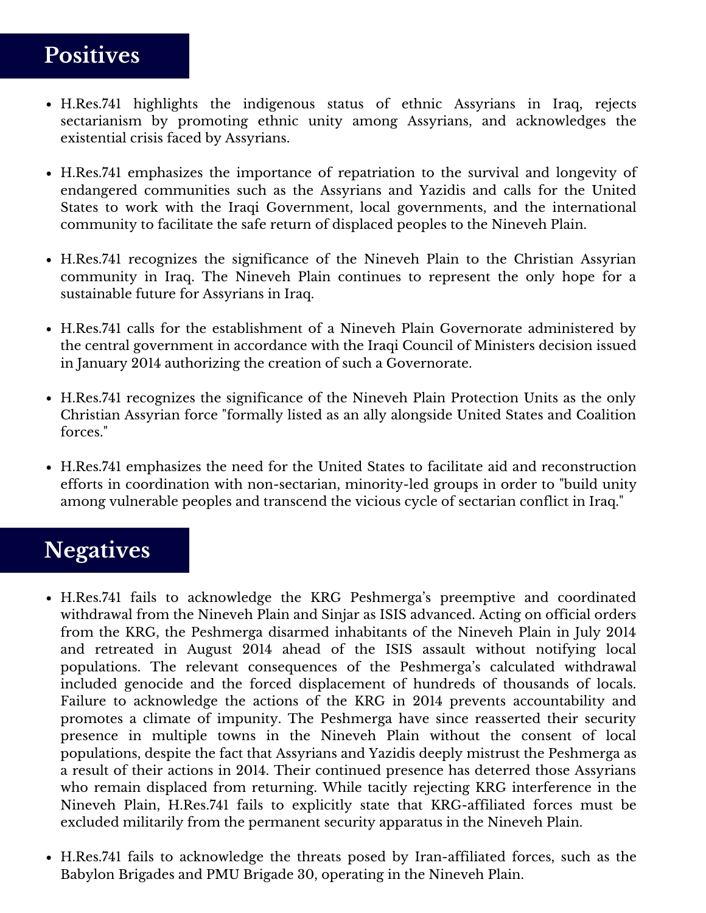## Positives

- H.Res.741 highlights the indigenous status of ethnic Assyrians in Iraq, rejects sectarianism by promoting ethnic unity among Assyrians, and acknowledges the existential crisis faced by Assyrians.
- H.Res.741 emphasizes the importance of repatriation to the survival and longevity of endangered communities such as the Assyrians and Yazidis and calls for the United States to work with the Iraqi Government, local governments, and the international community to facilitate the safe return of displaced peoples to the Nineveh Plain.
- H.Res.741 recognizes the significance of the Nineveh Plain to the Christian Assyrian community in Iraq. The Nineveh Plain continues to represent the only hope for a sustainable future for Assyrians in Iraq.
- H.Res.741 calls for the establishment of a Nineveh Plain Governorate administered by the central government in accordance with the Iraqi Council of Ministers decision issued in January 2014 authorizing the creation of such a Governorate.
- H.Res.741 recognizes the significance of the Nineveh Plain Protection Units as the only Christian Assyrian force "formally listed as an ally alongside United States and Coalition forces."
- H.Res.741 emphasizes the need for the United States to facilitate aid and reconstruction efforts in coordination with non-sectarian, minority-led groups in order to "build unity among vulnerable peoples and transcend the vicious cycle of sectarian conflict in Iraq."

## Negatives

- H.Res.741 fails to acknowledge the KRG Peshmerga's preemptive and coordinated withdrawal from the Nineveh Plain and Sinjar as ISIS advanced. Acting on official orders from the KRG, the Peshmerga disarmed inhabitants of the Nineveh Plain in July 2014 and retreated in August 2014 ahead of the ISIS assault without notifying local populations. The relevant consequences of the Peshmerga's calculated withdrawal included genocide and the forced displacement of hundreds of thousands of locals. Failure to acknowledge the actions of the KRG in 2014 prevents accountability and promotes a climate of impunity. The Peshmerga have since reasserted their security presence in multiple towns in the Nineveh Plain without the consent of local populations, despite the fact that Assyrians and Yazidis deeply mistrust the Peshmerga as a result of their actions in 2014. Their continued presence has deterred those Assyrians who remain displaced from returning. While tacitly rejecting KRG interference in the Nineveh Plain, H.Res.741 fails to explicitly state that KRG-affiliated forces must be excluded militarily from the permanent security apparatus in the Nineveh Plain.
- H.Res.741 fails to acknowledge the threats posed by Iran-affiliated forces, such as the Babylon Brigades and PMU Brigade 30, operating in the Nineveh Plain.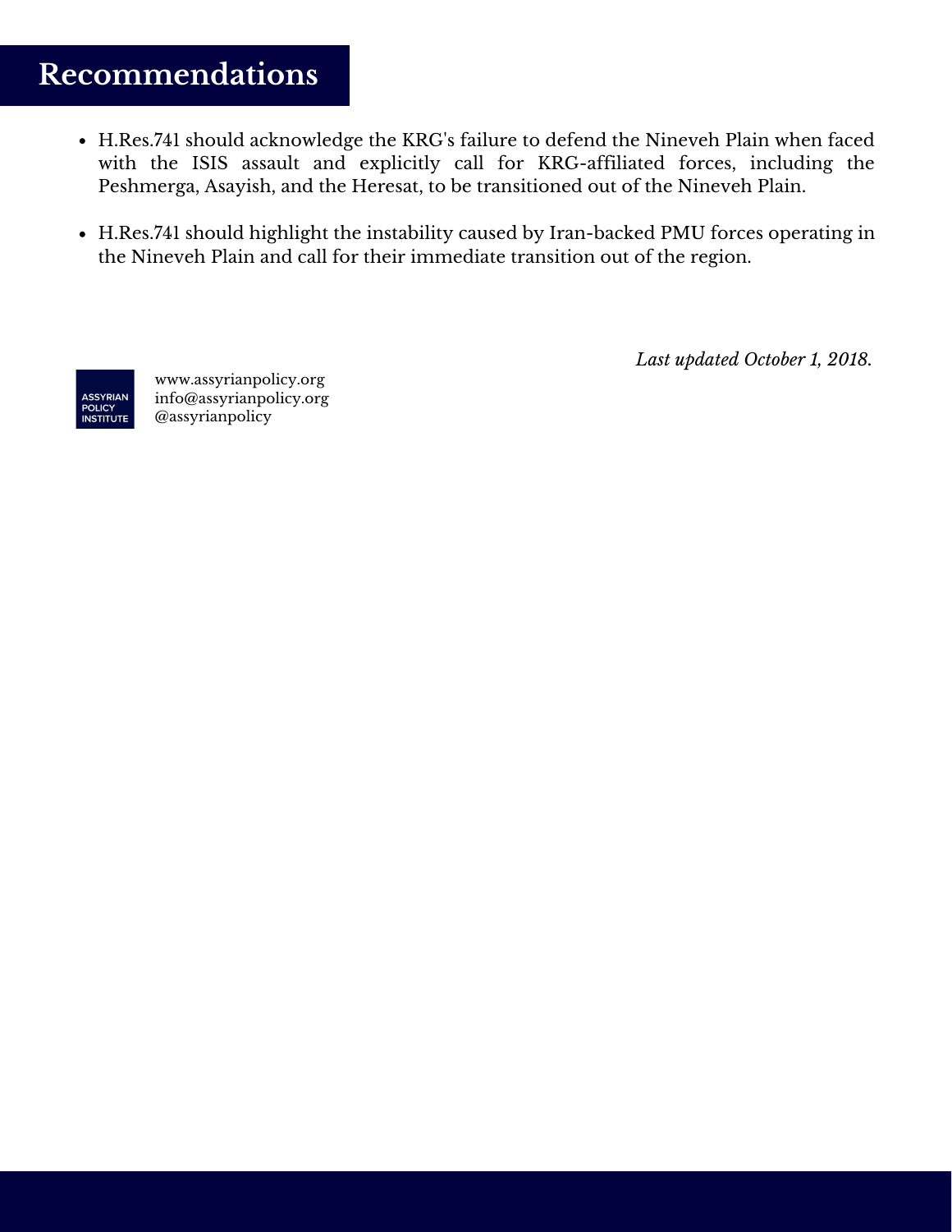## Recommendations

- H.Res.741 should acknowledge the KRG's failure to defend the Nineveh Plain when faced with the ISIS assault and explicitly call for KRG-affiliated forces, including the Peshmerga, Asayish, and the Heresat, to be transitioned out of the Nineveh Plain.
- H.Res.741 should highlight the instability caused by Iran-backed PMU forces operating in the Nineveh Plain and call for their immediate transition out of the region.

*Last updated October 1, 2018.*

ASSYRIAN POLICY INSTITUTE

www.assyrianpolicy.org
info@assyrianpolicy.org
@assyrianpolicy